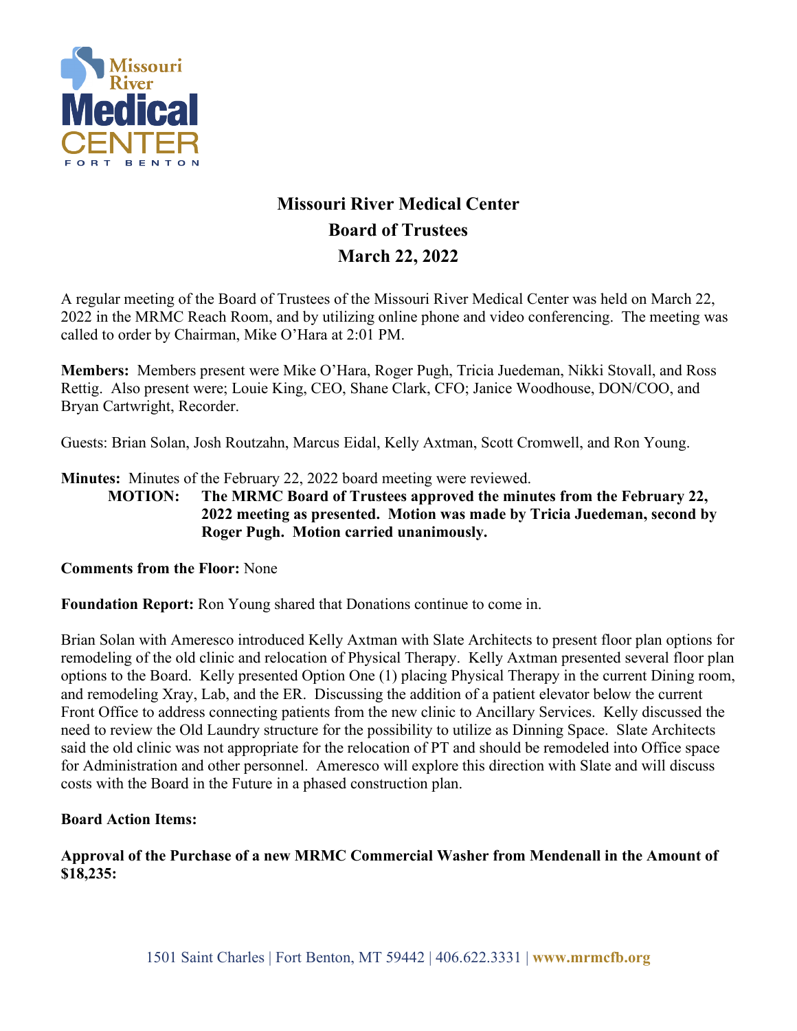# Missouri River Medical Center
## Board of Trustees
## March 22, 2022

A regular meeting of the Board of Trustees of the Missouri River Medical Center was held on March 22, 2022 in the MRMC Reach Room, and by utilizing online phone and video conferencing. The meeting was called to order by Chairman, Mike O'Hara at 2:01 PM.

**Members:** Members present were Mike O'Hara, Roger Pugh, Tricia Juedeman, Nikki Stovall, and Ross Rettig. Also present were; Louie King, CEO, Shane Clark, CFO; Janice Woodhouse, DON/COO, and Bryan Cartwright, Recorder.

Guests: Brian Solan, Josh Routzahn, Marcus Eidal, Kelly Axtman, Scott Cromwell, and Ron Young.

**Minutes:** Minutes of the February 22, 2022 board meeting were reviewed.

**MOTION: The MRMC Board of Trustees approved the minutes from the February 22, 2022 meeting as presented. Motion was made by Tricia Juedeman, second by Roger Pugh. Motion carried unanimously.**

**Comments from the Floor:** None

**Foundation Report:** Ron Young shared that Donations continue to come in.

Brian Solan with Ameresco introduced Kelly Axtman with Slate Architects to present floor plan options for remodeling of the old clinic and relocation of Physical Therapy. Kelly Axtman presented several floor plan options to the Board. Kelly presented Option One (1) placing Physical Therapy in the current Dining room, and remodeling Xray, Lab, and the ER. Discussing the addition of a patient elevator below the current Front Office to address connecting patients from the new clinic to Ancillary Services. Kelly discussed the need to review the Old Laundry structure for the possibility to utilize as Dinning Space. Slate Architects said the old clinic was not appropriate for the relocation of PT and should be remodeled into Office space for Administration and other personnel. Ameresco will explore this direction with Slate and will discuss costs with the Board in the Future in a phased construction plan.

**Board Action Items:**

**Approval of the Purchase of a new MRMC Commercial Washer from Mendenall in the Amount of $18,235:**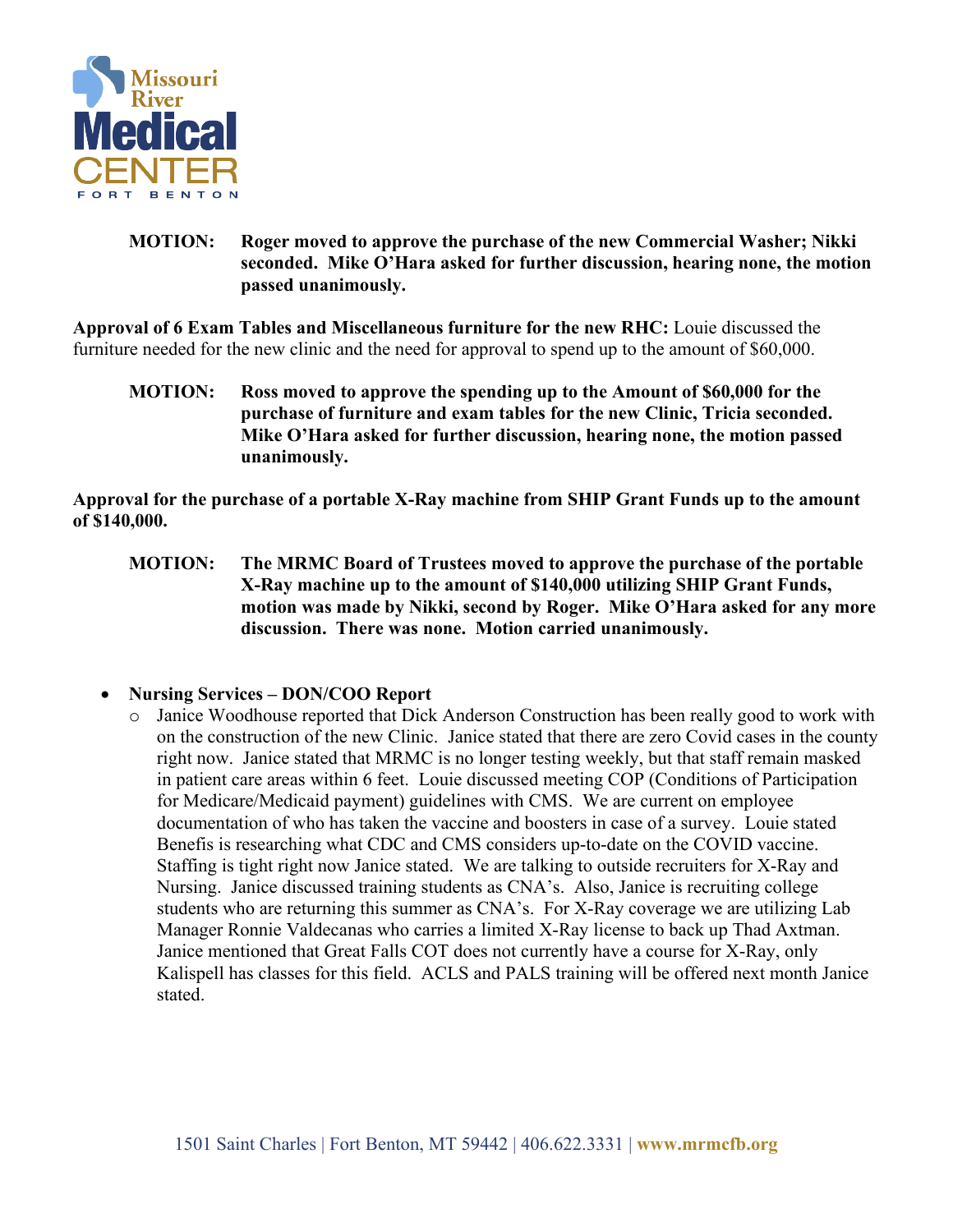**MOTION:** **Roger moved to approve the purchase of the new Commercial Washer; Nikki seconded. Mike O'Hara asked for further discussion, hearing none, the motion passed unanimously.**

**Approval of 6 Exam Tables and Miscellaneous furniture for the new RHC:** Louie discussed the furniture needed for the new clinic and the need for approval to spend up to the amount of $60,000.

**MOTION:** **Ross moved to approve the spending up to the Amount of $60,000 for the purchase of furniture and exam tables for the new Clinic, Tricia seconded. Mike O'Hara asked for further discussion, hearing none, the motion passed unanimously.**

**Approval for the purchase of a portable X-Ray machine from SHIP Grant Funds up to the amount of $140,000.**

**MOTION:** **The MRMC Board of Trustees moved to approve the purchase of the portable X-Ray machine up to the amount of $140,000 utilizing SHIP Grant Funds, motion was made by Nikki, second by Roger. Mike O'Hara asked for any more discussion. There was none. Motion carried unanimously.**

- **Nursing Services – DON/COO Report**
  - Janice Woodhouse reported that Dick Anderson Construction has been really good to work with on the construction of the new Clinic. Janice stated that there are zero Covid cases in the county right now. Janice stated that MRMC is no longer testing weekly, but that staff remain masked in patient care areas within 6 feet. Louie discussed meeting COP (Conditions of Participation for Medicare/Medicaid payment) guidelines with CMS. We are current on employee documentation of who has taken the vaccine and boosters in case of a survey. Louie stated Benefis is researching what CDC and CMS considers up-to-date on the COVID vaccine. Staffing is tight right now Janice stated. We are talking to outside recruiters for X-Ray and Nursing. Janice discussed training students as CNA's. Also, Janice is recruiting college students who are returning this summer as CNA's. For X-Ray coverage we are utilizing Lab Manager Ronnie Valdecanas who carries a limited X-Ray license to back up Thad Axtman. Janice mentioned that Great Falls COT does not currently have a course for X-Ray, only Kalispell has classes for this field. ACLS and PALS training will be offered next month Janice stated.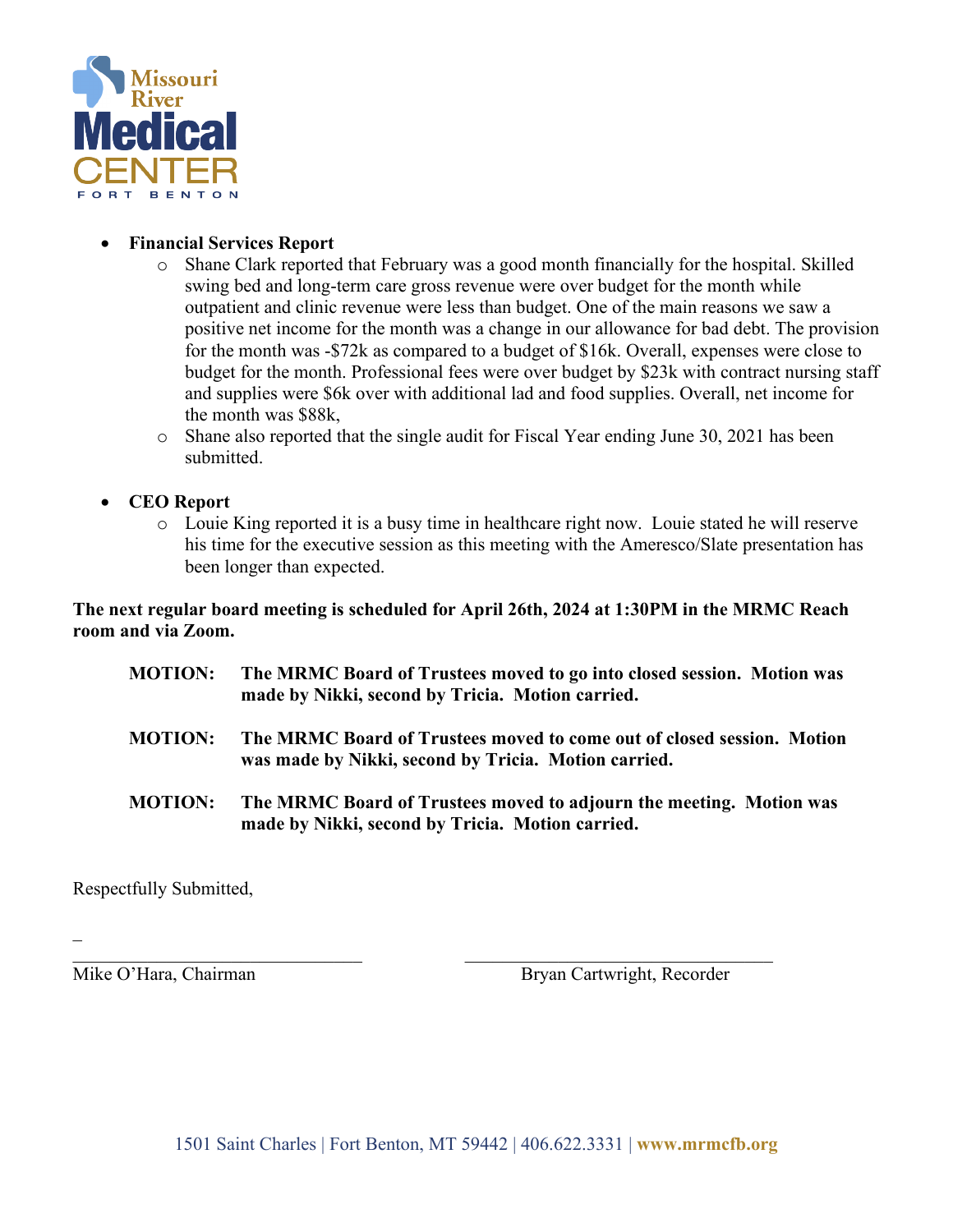- **Financial Services Report**
  - Shane Clark reported that February was a good month financially for the hospital. Skilled swing bed and long-term care gross revenue were over budget for the month while outpatient and clinic revenue were less than budget. One of the main reasons we saw a positive net income for the month was a change in our allowance for bad debt. The provision for the month was -$72k as compared to a budget of $16k. Overall, expenses were close to budget for the month. Professional fees were over budget by $23k with contract nursing staff and supplies were $6k over with additional lad and food supplies. Overall, net income for the month was $88k,
  - Shane also reported that the single audit for Fiscal Year ending June 30, 2021 has been submitted.

- **CEO Report**
  - Louie King reported it is a busy time in healthcare right now. Louie stated he will reserve his time for the executive session as this meeting with the Ameresco/Slate presentation has been longer than expected.

**The next regular board meeting is scheduled for April 26th, 2024 at 1:30PM in the MRMC Reach room and via Zoom.**

**MOTION: The MRMC Board of Trustees moved to go into closed session. Motion was made by Nikki, second by Tricia. Motion carried.**

**MOTION: The MRMC Board of Trustees moved to come out of closed session. Motion was made by Nikki, second by Tricia. Motion carried.**

**MOTION: The MRMC Board of Trustees moved to adjourn the meeting. Motion was made by Nikki, second by Tricia. Motion carried.**

Respectfully Submitted,

\_\_\_\_\_\_\_\_\_\_\_\_\_\_\_\_\_\_\_\_\_\_\_\_\_\_\_\_\_\_\_\_\_\_ \_\_\_\_\_\_\_\_\_\_\_\_\_\_\_\_\_\_\_\_\_\_\_\_\_\_\_\_\_\_\_\_\_\_

Mike O'Hara, Chairman Bryan Cartwright, Recorder